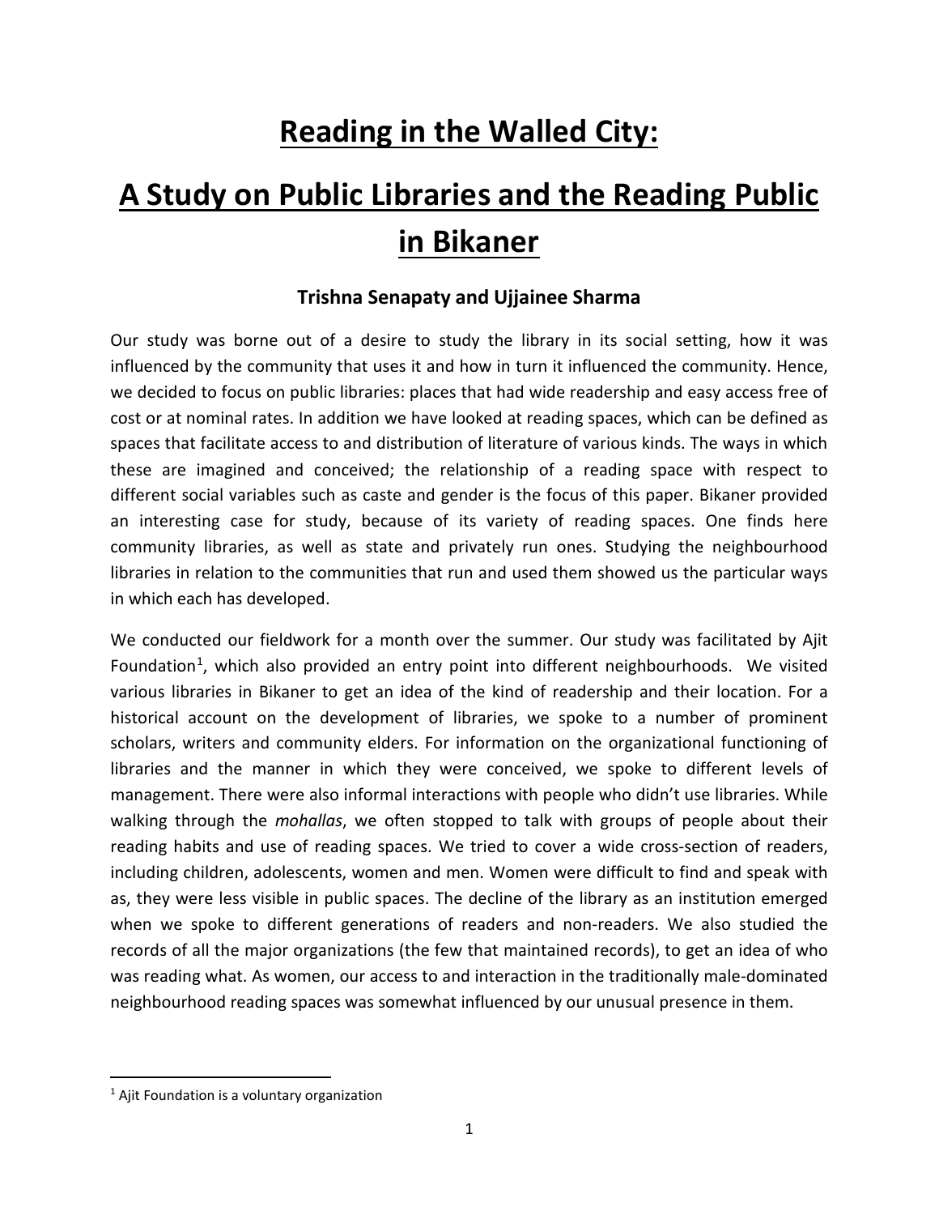# Reading in the Walled City:

# A Study on Public Libraries and the Reading Public in Bikaner

**Trishna Senapaty and Ujjainee Sharma**

Our study was borne out of a desire to study the library in its social setting, how it was influenced by the community that uses it and how in turn it influenced the community. Hence, we decided to focus on public libraries: places that had wide readership and easy access free of cost or at nominal rates. In addition we have looked at reading spaces, which can be defined as spaces that facilitate access to and distribution of literature of various kinds. The ways in which these are imagined and conceived; the relationship of a reading space with respect to different social variables such as caste and gender is the focus of this paper. Bikaner provided an interesting case for study, because of its variety of reading spaces. One finds here community libraries, as well as state and privately run ones. Studying the neighbourhood libraries in relation to the communities that run and used them showed us the particular ways in which each has developed.

We conducted our fieldwork for a month over the summer. Our study was facilitated by Ajit Foundation[1], which also provided an entry point into different neighbourhoods. We visited various libraries in Bikaner to get an idea of the kind of readership and their location. For a historical account on the development of libraries, we spoke to a number of prominent scholars, writers and community elders. For information on the organizational functioning of libraries and the manner in which they were conceived, we spoke to different levels of management. There were also informal interactions with people who didn't use libraries. While walking through the *mohallas*, we often stopped to talk with groups of people about their reading habits and use of reading spaces. We tried to cover a wide cross-section of readers, including children, adolescents, women and men. Women were difficult to find and speak with as, they were less visible in public spaces. The decline of the library as an institution emerged when we spoke to different generations of readers and non-readers. We also studied the records of all the major organizations (the few that maintained records), to get an idea of who was reading what. As women, our access to and interaction in the traditionally male-dominated neighbourhood reading spaces was somewhat influenced by our unusual presence in them.

[1] Ajit Foundation is a voluntary organization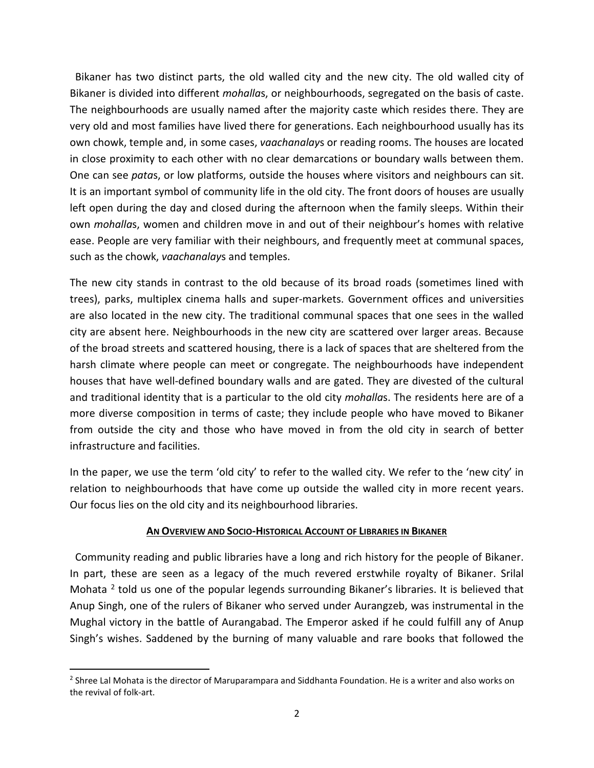Bikaner has two distinct parts, the old walled city and the new city. The old walled city of Bikaner is divided into different *mohalla*s, or neighbourhoods, segregated on the basis of caste. The neighbourhoods are usually named after the majority caste which resides there. They are very old and most families have lived there for generations. Each neighbourhood usually has its own chowk, temple and, in some cases, *vaachanalay*s or reading rooms. The houses are located in close proximity to each other with no clear demarcations or boundary walls between them. One can see *pata*s, or low platforms, outside the houses where visitors and neighbours can sit. It is an important symbol of community life in the old city. The front doors of houses are usually left open during the day and closed during the afternoon when the family sleeps. Within their own *mohalla*s, women and children move in and out of their neighbour's homes with relative ease. People are very familiar with their neighbours, and frequently meet at communal spaces, such as the chowk, *vaachanalay*s and temples.

The new city stands in contrast to the old because of its broad roads (sometimes lined with trees), parks, multiplex cinema halls and super-markets. Government offices and universities are also located in the new city. The traditional communal spaces that one sees in the walled city are absent here. Neighbourhoods in the new city are scattered over larger areas. Because of the broad streets and scattered housing, there is a lack of spaces that are sheltered from the harsh climate where people can meet or congregate. The neighbourhoods have independent houses that have well-defined boundary walls and are gated. They are divested of the cultural and traditional identity that is a particular to the old city *mohalla*s. The residents here are of a more diverse composition in terms of caste; they include people who have moved to Bikaner from outside the city and those who have moved in from the old city in search of better infrastructure and facilities.

In the paper, we use the term 'old city' to refer to the walled city. We refer to the 'new city' in relation to neighbourhoods that have come up outside the walled city in more recent years. Our focus lies on the old city and its neighbourhood libraries.

## AN OVERVIEW AND SOCIO-HISTORICAL ACCOUNT OF LIBRARIES IN BIKANER

Community reading and public libraries have a long and rich history for the people of Bikaner. In part, these are seen as a legacy of the much revered erstwhile royalty of Bikaner. Srilal Mohata [2] told us one of the popular legends surrounding Bikaner's libraries. It is believed that Anup Singh, one of the rulers of Bikaner who served under Aurangzeb, was instrumental in the Mughal victory in the battle of Aurangabad. The Emperor asked if he could fulfill any of Anup Singh's wishes. Saddened by the burning of many valuable and rare books that followed the

[2] Shree Lal Mohata is the director of Maruparampara and Siddhanta Foundation. He is a writer and also works on the revival of folk-art.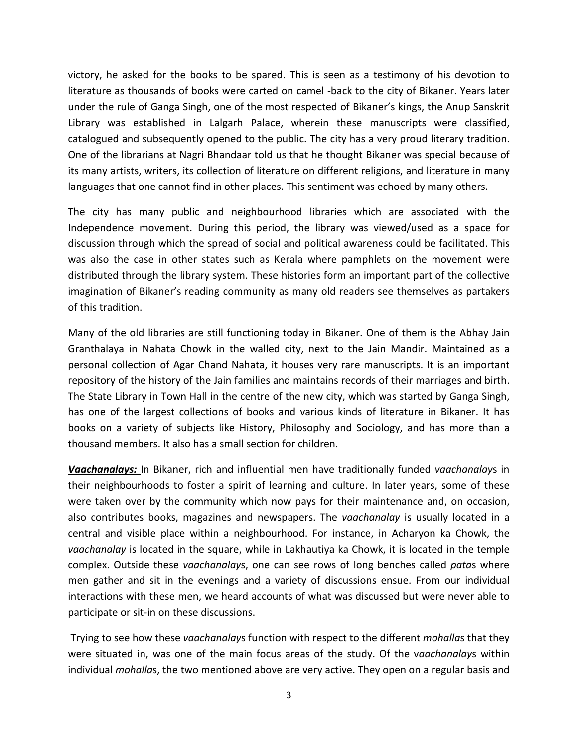victory, he asked for the books to be spared. This is seen as a testimony of his devotion to literature as thousands of books were carted on camel -back to the city of Bikaner. Years later under the rule of Ganga Singh, one of the most respected of Bikaner's kings, the Anup Sanskrit Library was established in Lalgarh Palace, wherein these manuscripts were classified, catalogued and subsequently opened to the public. The city has a very proud literary tradition. One of the librarians at Nagri Bhandaar told us that he thought Bikaner was special because of its many artists, writers, its collection of literature on different religions, and literature in many languages that one cannot find in other places. This sentiment was echoed by many others.

The city has many public and neighbourhood libraries which are associated with the Independence movement. During this period, the library was viewed/used as a space for discussion through which the spread of social and political awareness could be facilitated. This was also the case in other states such as Kerala where pamphlets on the movement were distributed through the library system. These histories form an important part of the collective imagination of Bikaner's reading community as many old readers see themselves as partakers of this tradition.

Many of the old libraries are still functioning today in Bikaner. One of them is the Abhay Jain Granthalaya in Nahata Chowk in the walled city, next to the Jain Mandir. Maintained as a personal collection of Agar Chand Nahata, it houses very rare manuscripts. It is an important repository of the history of the Jain families and maintains records of their marriages and birth. The State Library in Town Hall in the centre of the new city, which was started by Ganga Singh, has one of the largest collections of books and various kinds of literature in Bikaner. It has books on a variety of subjects like History, Philosophy and Sociology, and has more than a thousand members. It also has a small section for children.

***Vaachanalays:*** In Bikaner, rich and influential men have traditionally funded *vaachanalay*s in their neighbourhoods to foster a spirit of learning and culture. In later years, some of these were taken over by the community which now pays for their maintenance and, on occasion, also contributes books, magazines and newspapers. The *vaachanalay* is usually located in a central and visible place within a neighbourhood. For instance, in Acharyon ka Chowk, the *vaachanalay* is located in the square, while in Lakhautiya ka Chowk, it is located in the temple complex. Outside these *vaachanalay*s, one can see rows of long benches called *pata*s where men gather and sit in the evenings and a variety of discussions ensue. From our individual interactions with these men, we heard accounts of what was discussed but were never able to participate or sit-in on these discussions.

Trying to see how these *vaachanalay*s function with respect to the different *mohalla*s that they were situated in, was one of the main focus areas of the study. Of the v*aachanalay*s within individual *mohalla*s, the two mentioned above are very active. They open on a regular basis and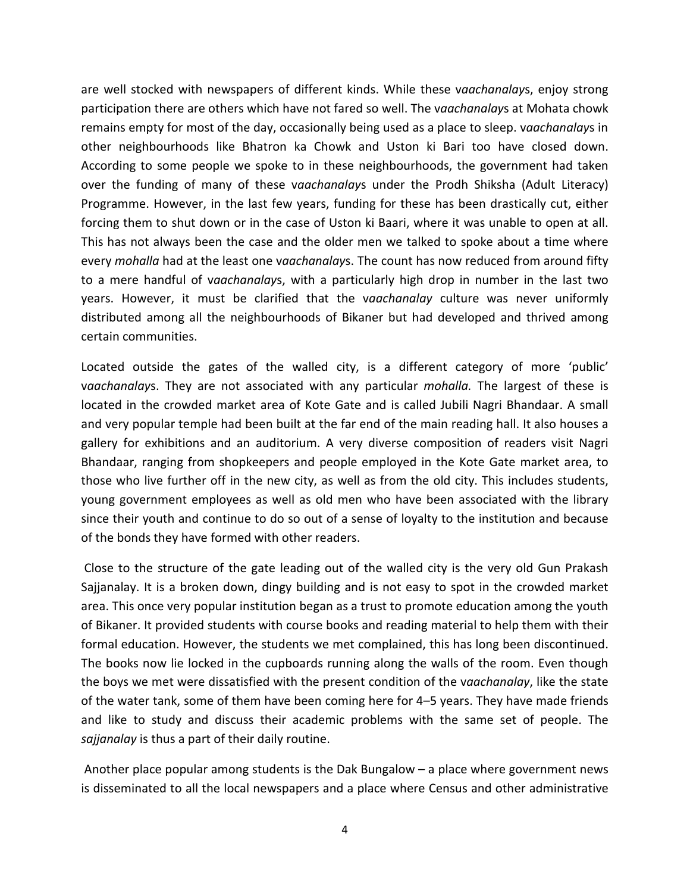are well stocked with newspapers of different kinds. While these v*aachanalay*s, enjoy strong participation there are others which have not fared so well. The v*aachanalay*s at Mohata chowk remains empty for most of the day, occasionally being used as a place to sleep. v*aachanalay*s in other neighbourhoods like Bhatron ka Chowk and Uston ki Bari too have closed down. According to some people we spoke to in these neighbourhoods, the government had taken over the funding of many of these v*aachanalay*s under the Prodh Shiksha (Adult Literacy) Programme. However, in the last few years, funding for these has been drastically cut, either forcing them to shut down or in the case of Uston ki Baari, where it was unable to open at all. This has not always been the case and the older men we talked to spoke about a time where every *mohalla* had at the least one v*aachanalay*s. The count has now reduced from around fifty to a mere handful of v*aachanalay*s, with a particularly high drop in number in the last two years. However, it must be clarified that the v*aachanalay* culture was never uniformly distributed among all the neighbourhoods of Bikaner but had developed and thrived among certain communities.

Located outside the gates of the walled city, is a different category of more 'public' v*aachanalay*s. They are not associated with any particular *mohalla.* The largest of these is located in the crowded market area of Kote Gate and is called Jubili Nagri Bhandaar. A small and very popular temple had been built at the far end of the main reading hall. It also houses a gallery for exhibitions and an auditorium. A very diverse composition of readers visit Nagri Bhandaar, ranging from shopkeepers and people employed in the Kote Gate market area, to those who live further off in the new city, as well as from the old city. This includes students, young government employees as well as old men who have been associated with the library since their youth and continue to do so out of a sense of loyalty to the institution and because of the bonds they have formed with other readers.

Close to the structure of the gate leading out of the walled city is the very old Gun Prakash Sajjanalay. It is a broken down, dingy building and is not easy to spot in the crowded market area. This once very popular institution began as a trust to promote education among the youth of Bikaner. It provided students with course books and reading material to help them with their formal education. However, the students we met complained, this has long been discontinued. The books now lie locked in the cupboards running along the walls of the room. Even though the boys we met were dissatisfied with the present condition of the v*aachanalay*, like the state of the water tank, some of them have been coming here for 4–5 years. They have made friends and like to study and discuss their academic problems with the same set of people. The *sajjanalay* is thus a part of their daily routine.

Another place popular among students is the Dak Bungalow – a place where government news is disseminated to all the local newspapers and a place where Census and other administrative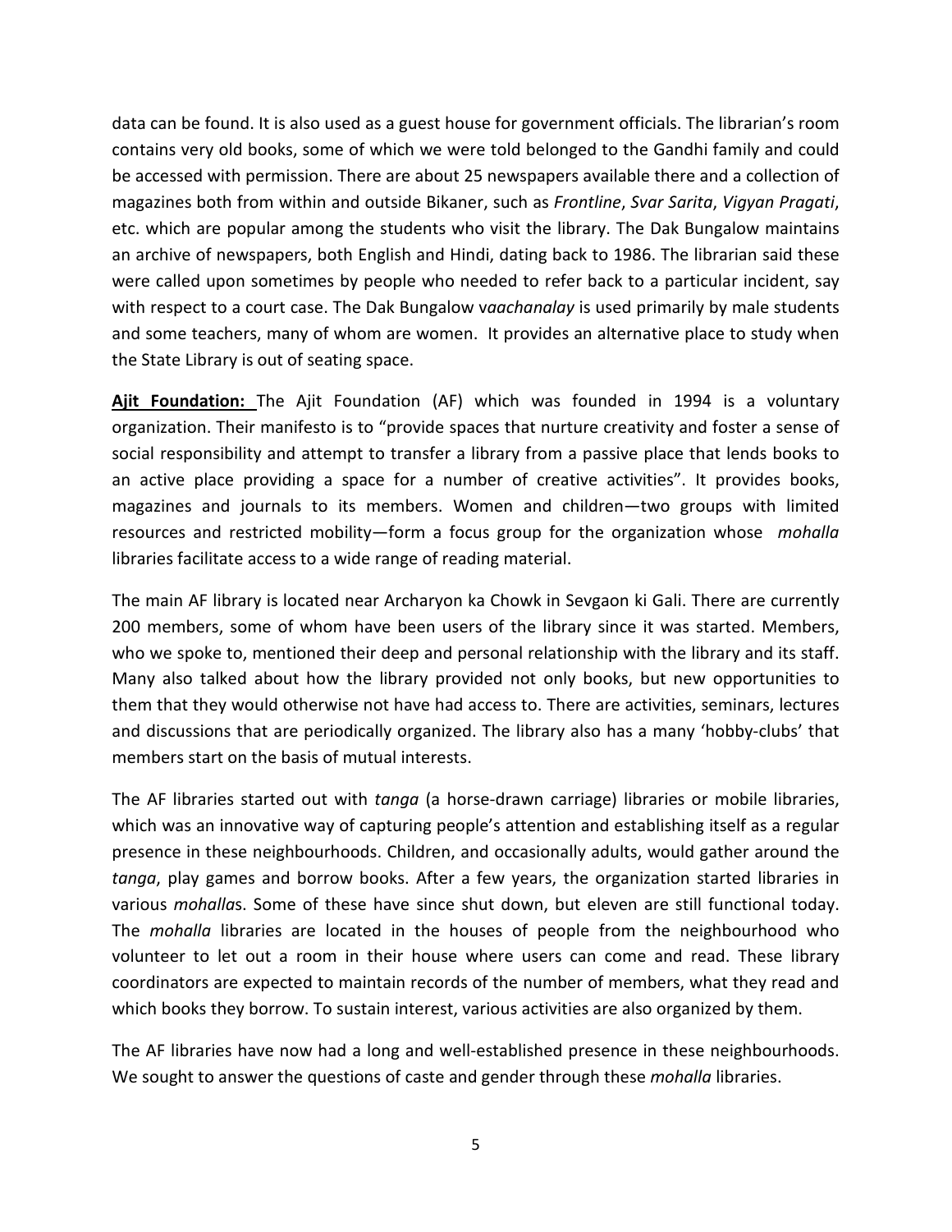data can be found. It is also used as a guest house for government officials. The librarian's room contains very old books, some of which we were told belonged to the Gandhi family and could be accessed with permission. There are about 25 newspapers available there and a collection of magazines both from within and outside Bikaner, such as *Frontline*, *Svar Sarita*, *Vigyan Pragati*, etc. which are popular among the students who visit the library. The Dak Bungalow maintains an archive of newspapers, both English and Hindi, dating back to 1986. The librarian said these were called upon sometimes by people who needed to refer back to a particular incident, say with respect to a court case. The Dak Bungalow v*aachanalay* is used primarily by male students and some teachers, many of whom are women. It provides an alternative place to study when the State Library is out of seating space.

**Ajit Foundation:** The Ajit Foundation (AF) which was founded in 1994 is a voluntary organization. Their manifesto is to "provide spaces that nurture creativity and foster a sense of social responsibility and attempt to transfer a library from a passive place that lends books to an active place providing a space for a number of creative activities". It provides books, magazines and journals to its members. Women and children—two groups with limited resources and restricted mobility—form a focus group for the organization whose *mohalla* libraries facilitate access to a wide range of reading material.

The main AF library is located near Archaryon ka Chowk in Sevgaon ki Gali. There are currently 200 members, some of whom have been users of the library since it was started. Members, who we spoke to, mentioned their deep and personal relationship with the library and its staff. Many also talked about how the library provided not only books, but new opportunities to them that they would otherwise not have had access to. There are activities, seminars, lectures and discussions that are periodically organized. The library also has a many 'hobby-clubs' that members start on the basis of mutual interests.

The AF libraries started out with *tanga* (a horse-drawn carriage) libraries or mobile libraries, which was an innovative way of capturing people's attention and establishing itself as a regular presence in these neighbourhoods. Children, and occasionally adults, would gather around the *tanga*, play games and borrow books. After a few years, the organization started libraries in various *mohalla*s. Some of these have since shut down, but eleven are still functional today. The *mohalla* libraries are located in the houses of people from the neighbourhood who volunteer to let out a room in their house where users can come and read. These library coordinators are expected to maintain records of the number of members, what they read and which books they borrow. To sustain interest, various activities are also organized by them.

The AF libraries have now had a long and well-established presence in these neighbourhoods. We sought to answer the questions of caste and gender through these *mohalla* libraries.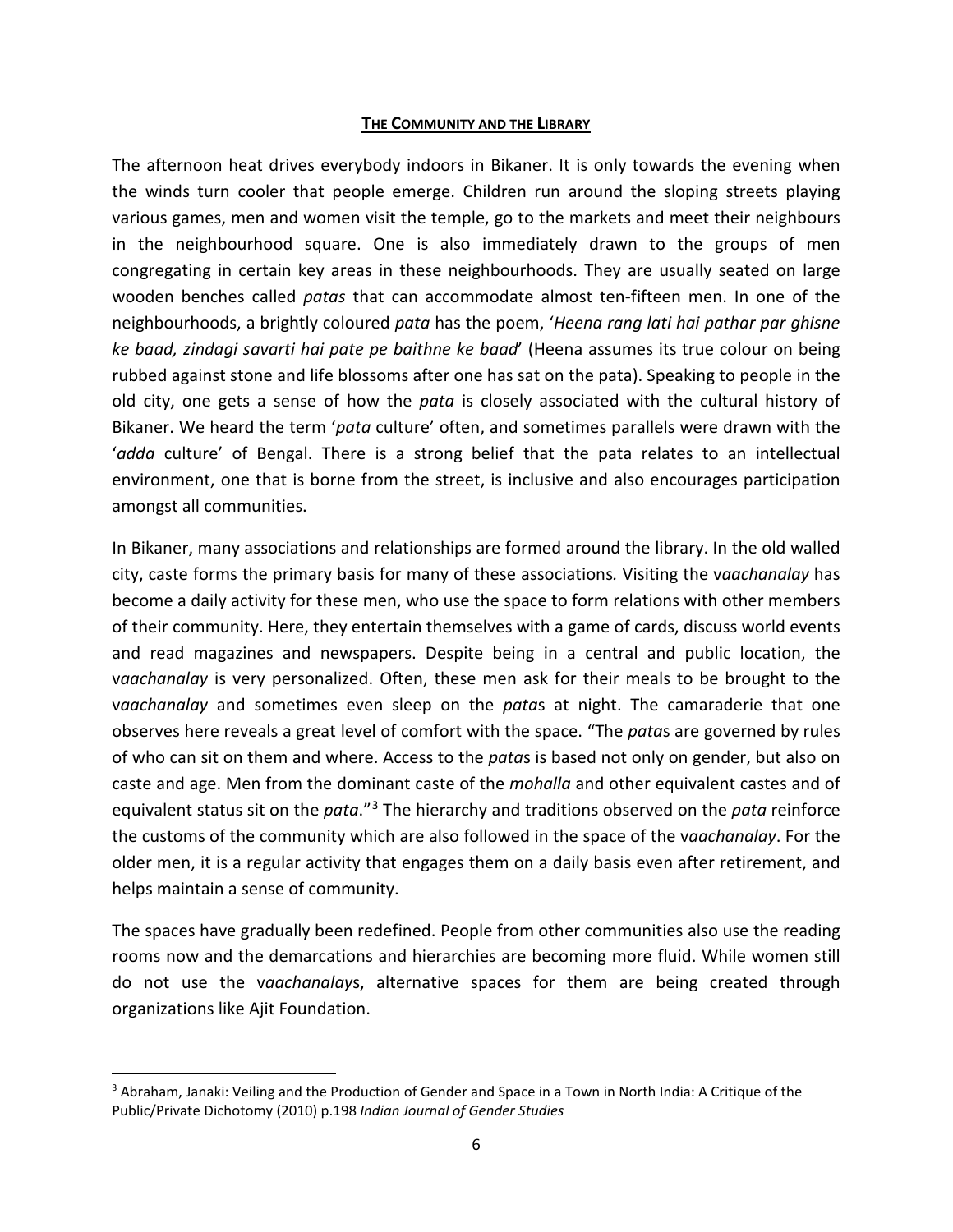## THE COMMUNITY AND THE LIBRARY

The afternoon heat drives everybody indoors in Bikaner. It is only towards the evening when the winds turn cooler that people emerge. Children run around the sloping streets playing various games, men and women visit the temple, go to the markets and meet their neighbours in the neighbourhood square. One is also immediately drawn to the groups of men congregating in certain key areas in these neighbourhoods. They are usually seated on large wooden benches called *patas* that can accommodate almost ten-fifteen men. In one of the neighbourhoods, a brightly coloured *pata* has the poem, '*Heena rang lati hai pathar par ghisne ke baad, zindagi savarti hai pate pe baithne ke baad*' (Heena assumes its true colour on being rubbed against stone and life blossoms after one has sat on the pata). Speaking to people in the old city, one gets a sense of how the *pata* is closely associated with the cultural history of Bikaner. We heard the term '*pata* culture' often, and sometimes parallels were drawn with the '*adda* culture' of Bengal. There is a strong belief that the pata relates to an intellectual environment, one that is borne from the street, is inclusive and also encourages participation amongst all communities.

In Bikaner, many associations and relationships are formed around the library. In the old walled city, caste forms the primary basis for many of these associations. Visiting the v*aachanalay* has become a daily activity for these men, who use the space to form relations with other members of their community. Here, they entertain themselves with a game of cards, discuss world events and read magazines and newspapers. Despite being in a central and public location, the v*aachanalay* is very personalized. Often, these men ask for their meals to be brought to the v*aachanalay* and sometimes even sleep on the *pata*s at night. The camaraderie that one observes here reveals a great level of comfort with the space. "The *pata*s are governed by rules of who can sit on them and where. Access to the *pata*s is based not only on gender, but also on caste and age. Men from the dominant caste of the *mohalla* and other equivalent castes and of equivalent status sit on the *pata*."[3] The hierarchy and traditions observed on the *pata* reinforce the customs of the community which are also followed in the space of the v*aachanalay*. For the older men, it is a regular activity that engages them on a daily basis even after retirement, and helps maintain a sense of community.

The spaces have gradually been redefined. People from other communities also use the reading rooms now and the demarcations and hierarchies are becoming more fluid. While women still do not use the v*aachanalay*s, alternative spaces for them are being created through organizations like Ajit Foundation.

---

[3] Abraham, Janaki: Veiling and the Production of Gender and Space in a Town in North India: A Critique of the Public/Private Dichotomy (2010) p.198 *Indian Journal of Gender Studies*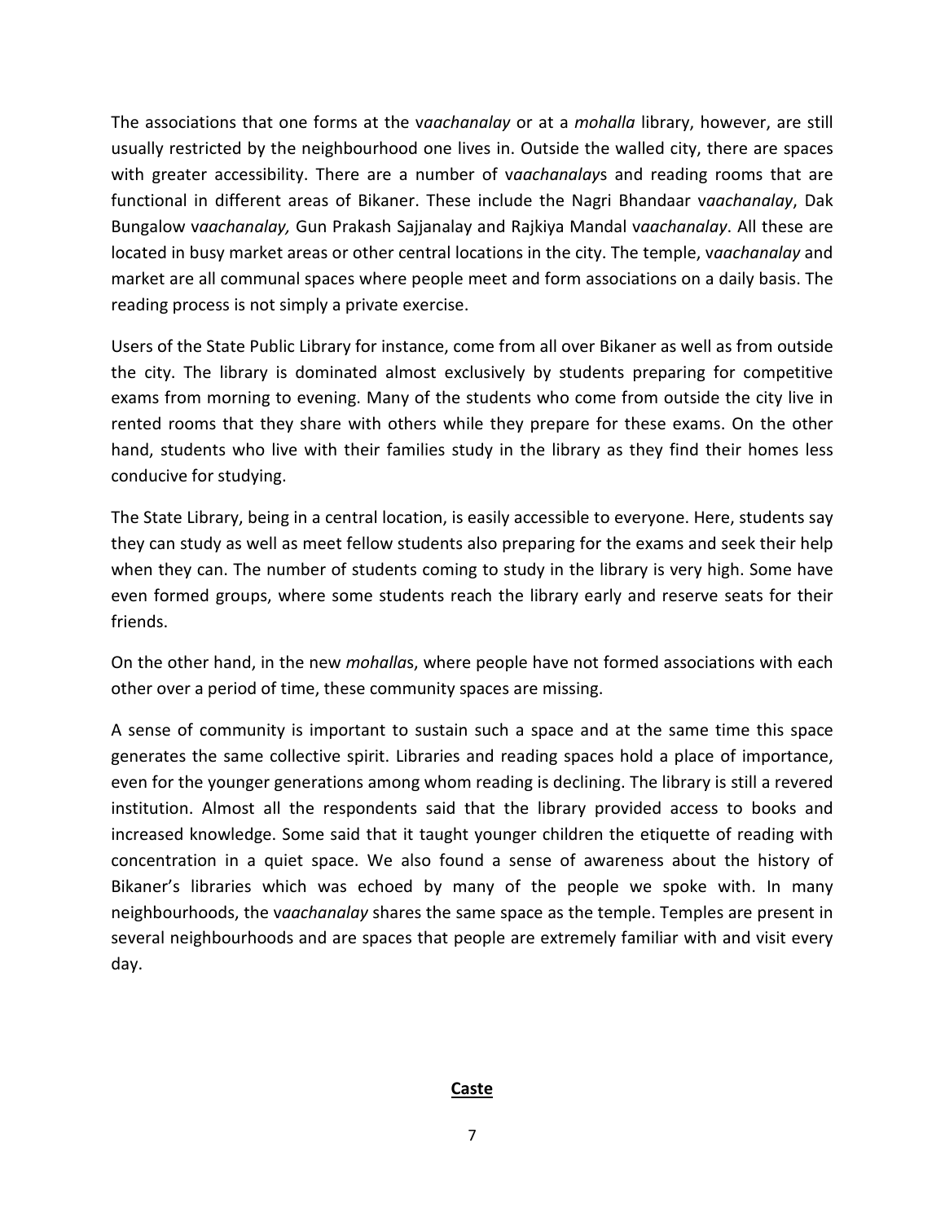The associations that one forms at the v*aachanalay* or at a *mohalla* library, however, are still usually restricted by the neighbourhood one lives in. Outside the walled city, there are spaces with greater accessibility. There are a number of v*aachanalay*s and reading rooms that are functional in different areas of Bikaner. These include the Nagri Bhandaar v*aachanalay*, Dak Bungalow v*aachanalay,* Gun Prakash Sajjanalay and Rajkiya Mandal v*aachanalay*. All these are located in busy market areas or other central locations in the city. The temple, v*aachanalay* and market are all communal spaces where people meet and form associations on a daily basis. The reading process is not simply a private exercise.

Users of the State Public Library for instance, come from all over Bikaner as well as from outside the city. The library is dominated almost exclusively by students preparing for competitive exams from morning to evening. Many of the students who come from outside the city live in rented rooms that they share with others while they prepare for these exams. On the other hand, students who live with their families study in the library as they find their homes less conducive for studying.

The State Library, being in a central location, is easily accessible to everyone. Here, students say they can study as well as meet fellow students also preparing for the exams and seek their help when they can. The number of students coming to study in the library is very high. Some have even formed groups, where some students reach the library early and reserve seats for their friends.

On the other hand, in the new *mohalla*s, where people have not formed associations with each other over a period of time, these community spaces are missing.

A sense of community is important to sustain such a space and at the same time this space generates the same collective spirit. Libraries and reading spaces hold a place of importance, even for the younger generations among whom reading is declining. The library is still a revered institution. Almost all the respondents said that the library provided access to books and increased knowledge. Some said that it taught younger children the etiquette of reading with concentration in a quiet space. We also found a sense of awareness about the history of Bikaner's libraries which was echoed by many of the people we spoke with. In many neighbourhoods, the v*aachanalay* shares the same space as the temple. Temples are present in several neighbourhoods and are spaces that people are extremely familiar with and visit every day.

## Caste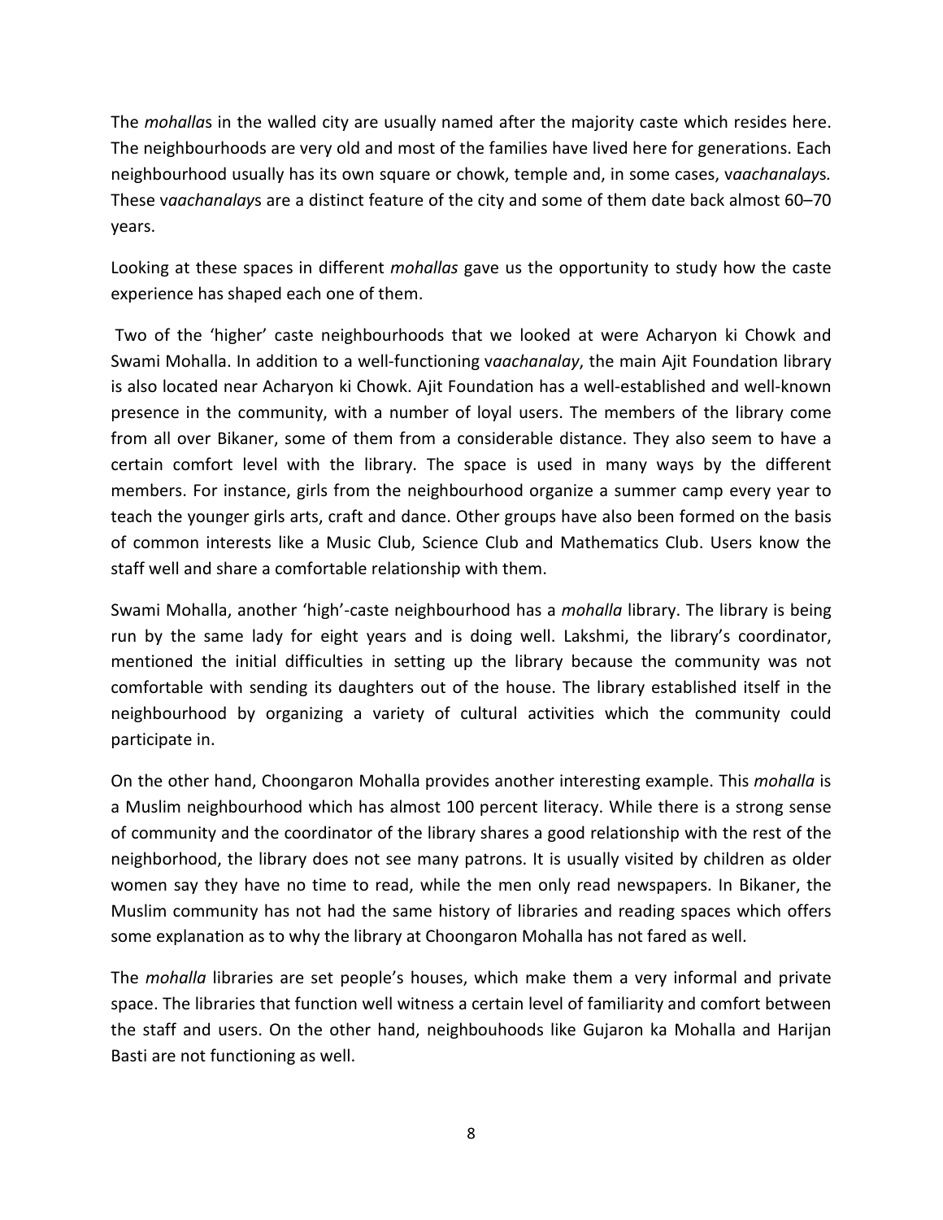The *mohalla*s in the walled city are usually named after the majority caste which resides here. The neighbourhoods are very old and most of the families have lived here for generations. Each neighbourhood usually has its own square or chowk, temple and, in some cases, v*aachanalay*s. These v*aachanalay*s are a distinct feature of the city and some of them date back almost 60–70 years.

Looking at these spaces in different *mohallas* gave us the opportunity to study how the caste experience has shaped each one of them.

Two of the 'higher' caste neighbourhoods that we looked at were Acharyon ki Chowk and Swami Mohalla. In addition to a well-functioning v*aachanalay*, the main Ajit Foundation library is also located near Acharyon ki Chowk. Ajit Foundation has a well-established and well-known presence in the community, with a number of loyal users. The members of the library come from all over Bikaner, some of them from a considerable distance. They also seem to have a certain comfort level with the library. The space is used in many ways by the different members. For instance, girls from the neighbourhood organize a summer camp every year to teach the younger girls arts, craft and dance. Other groups have also been formed on the basis of common interests like a Music Club, Science Club and Mathematics Club. Users know the staff well and share a comfortable relationship with them.

Swami Mohalla, another 'high'-caste neighbourhood has a *mohalla* library. The library is being run by the same lady for eight years and is doing well. Lakshmi, the library's coordinator, mentioned the initial difficulties in setting up the library because the community was not comfortable with sending its daughters out of the house. The library established itself in the neighbourhood by organizing a variety of cultural activities which the community could participate in.

On the other hand, Choongaron Mohalla provides another interesting example. This *mohalla* is a Muslim neighbourhood which has almost 100 percent literacy. While there is a strong sense of community and the coordinator of the library shares a good relationship with the rest of the neighborhood, the library does not see many patrons. It is usually visited by children as older women say they have no time to read, while the men only read newspapers. In Bikaner, the Muslim community has not had the same history of libraries and reading spaces which offers some explanation as to why the library at Choongaron Mohalla has not fared as well.

The *mohalla* libraries are set people's houses, which make them a very informal and private space. The libraries that function well witness a certain level of familiarity and comfort between the staff and users. On the other hand, neighbouhoods like Gujaron ka Mohalla and Harijan Basti are not functioning as well.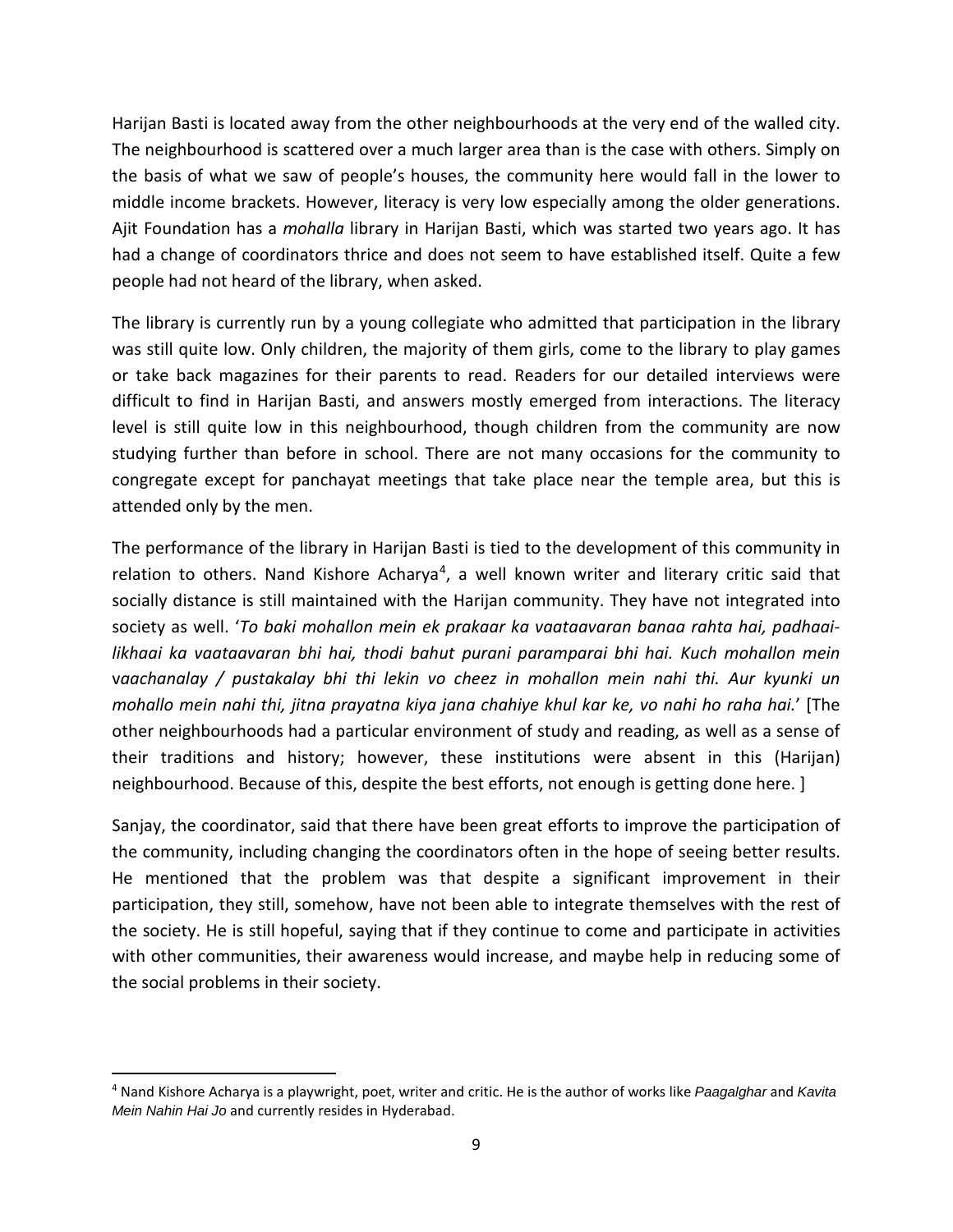Harijan Basti is located away from the other neighbourhoods at the very end of the walled city. The neighbourhood is scattered over a much larger area than is the case with others. Simply on the basis of what we saw of people's houses, the community here would fall in the lower to middle income brackets. However, literacy is very low especially among the older generations. Ajit Foundation has a *mohalla* library in Harijan Basti, which was started two years ago. It has had a change of coordinators thrice and does not seem to have established itself. Quite a few people had not heard of the library, when asked.

The library is currently run by a young collegiate who admitted that participation in the library was still quite low. Only children, the majority of them girls, come to the library to play games or take back magazines for their parents to read. Readers for our detailed interviews were difficult to find in Harijan Basti, and answers mostly emerged from interactions. The literacy level is still quite low in this neighbourhood, though children from the community are now studying further than before in school. There are not many occasions for the community to congregate except for panchayat meetings that take place near the temple area, but this is attended only by the men.

The performance of the library in Harijan Basti is tied to the development of this community in relation to others. Nand Kishore Acharya[4], a well known writer and literary critic said that socially distance is still maintained with the Harijan community. They have not integrated into society as well. '*To baki mohallon mein ek prakaar ka vaataavaran banaa rahta hai, padhaai-likhaai ka vaataavaran bhi hai, thodi bahut purani paramparai bhi hai. Kuch mohallon mein vaachanalay / pustakalay bhi thi lekin vo cheez in mohallon mein nahi thi. Aur kyunki un mohallo mein nahi thi, jitna prayatna kiya jana chahiye khul kar ke, vo nahi ho raha hai.*' [The other neighbourhoods had a particular environment of study and reading, as well as a sense of their traditions and history; however, these institutions were absent in this (Harijan) neighbourhood. Because of this, despite the best efforts, not enough is getting done here. ]

Sanjay, the coordinator, said that there have been great efforts to improve the participation of the community, including changing the coordinators often in the hope of seeing better results. He mentioned that the problem was that despite a significant improvement in their participation, they still, somehow, have not been able to integrate themselves with the rest of the society. He is still hopeful, saying that if they continue to come and participate in activities with other communities, their awareness would increase, and maybe help in reducing some of the social problems in their society.

---

[4] Nand Kishore Acharya is a playwright, poet, writer and critic. He is the author of works like *Paagalghar* and *Kavita Mein Nahin Hai Jo* and currently resides in Hyderabad.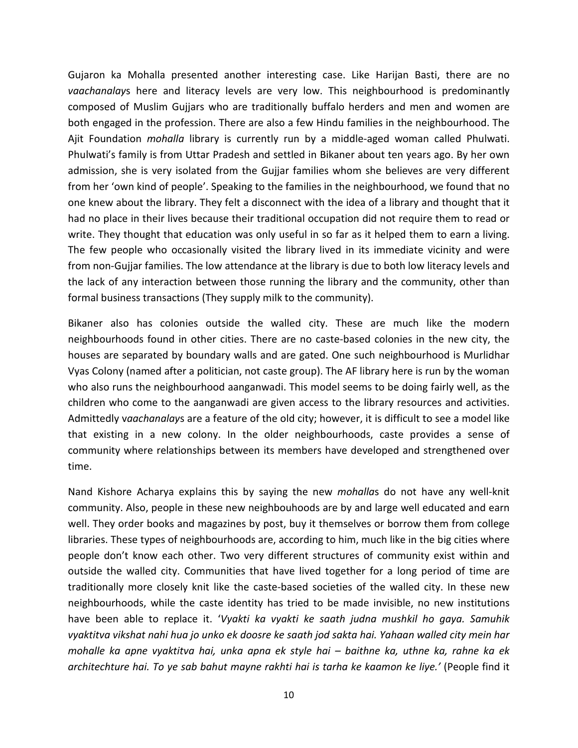Gujaron ka Mohalla presented another interesting case. Like Harijan Basti, there are no *vaachanalay*s here and literacy levels are very low. This neighbourhood is predominantly composed of Muslim Gujjars who are traditionally buffalo herders and men and women are both engaged in the profession. There are also a few Hindu families in the neighbourhood. The Ajit Foundation *mohalla* library is currently run by a middle-aged woman called Phulwati. Phulwati's family is from Uttar Pradesh and settled in Bikaner about ten years ago. By her own admission, she is very isolated from the Gujjar families whom she believes are very different from her 'own kind of people'. Speaking to the families in the neighbourhood, we found that no one knew about the library. They felt a disconnect with the idea of a library and thought that it had no place in their lives because their traditional occupation did not require them to read or write. They thought that education was only useful in so far as it helped them to earn a living. The few people who occasionally visited the library lived in its immediate vicinity and were from non-Gujjar families. The low attendance at the library is due to both low literacy levels and the lack of any interaction between those running the library and the community, other than formal business transactions (They supply milk to the community).

Bikaner also has colonies outside the walled city. These are much like the modern neighbourhoods found in other cities. There are no caste-based colonies in the new city, the houses are separated by boundary walls and are gated. One such neighbourhood is Murlidhar Vyas Colony (named after a politician, not caste group). The AF library here is run by the woman who also runs the neighbourhood aanganwadi. This model seems to be doing fairly well, as the children who come to the aanganwadi are given access to the library resources and activities. Admittedly v*aachanalay*s are a feature of the old city; however, it is difficult to see a model like that existing in a new colony. In the older neighbourhoods, caste provides a sense of community where relationships between its members have developed and strengthened over time.

Nand Kishore Acharya explains this by saying the new *mohalla*s do not have any well-knit community. Also, people in these new neighbouhoods are by and large well educated and earn well. They order books and magazines by post, buy it themselves or borrow them from college libraries. These types of neighbourhoods are, according to him, much like in the big cities where people don't know each other. Two very different structures of community exist within and outside the walled city. Communities that have lived together for a long period of time are traditionally more closely knit like the caste-based societies of the walled city. In these new neighbourhoods, while the caste identity has tried to be made invisible, no new institutions have been able to replace it. '*Vyakti ka vyakti ke saath judna mushkil ho gaya. Samuhik vyaktitva vikshat nahi hua jo unko ek doosre ke saath jod sakta hai. Yahaan walled city mein har mohalle ka apne vyaktitva hai, unka apna ek style hai – baithne ka, uthne ka, rahne ka ek architechture hai. To ye sab bahut mayne rakhti hai is tarha ke kaamon ke liye.'* (People find it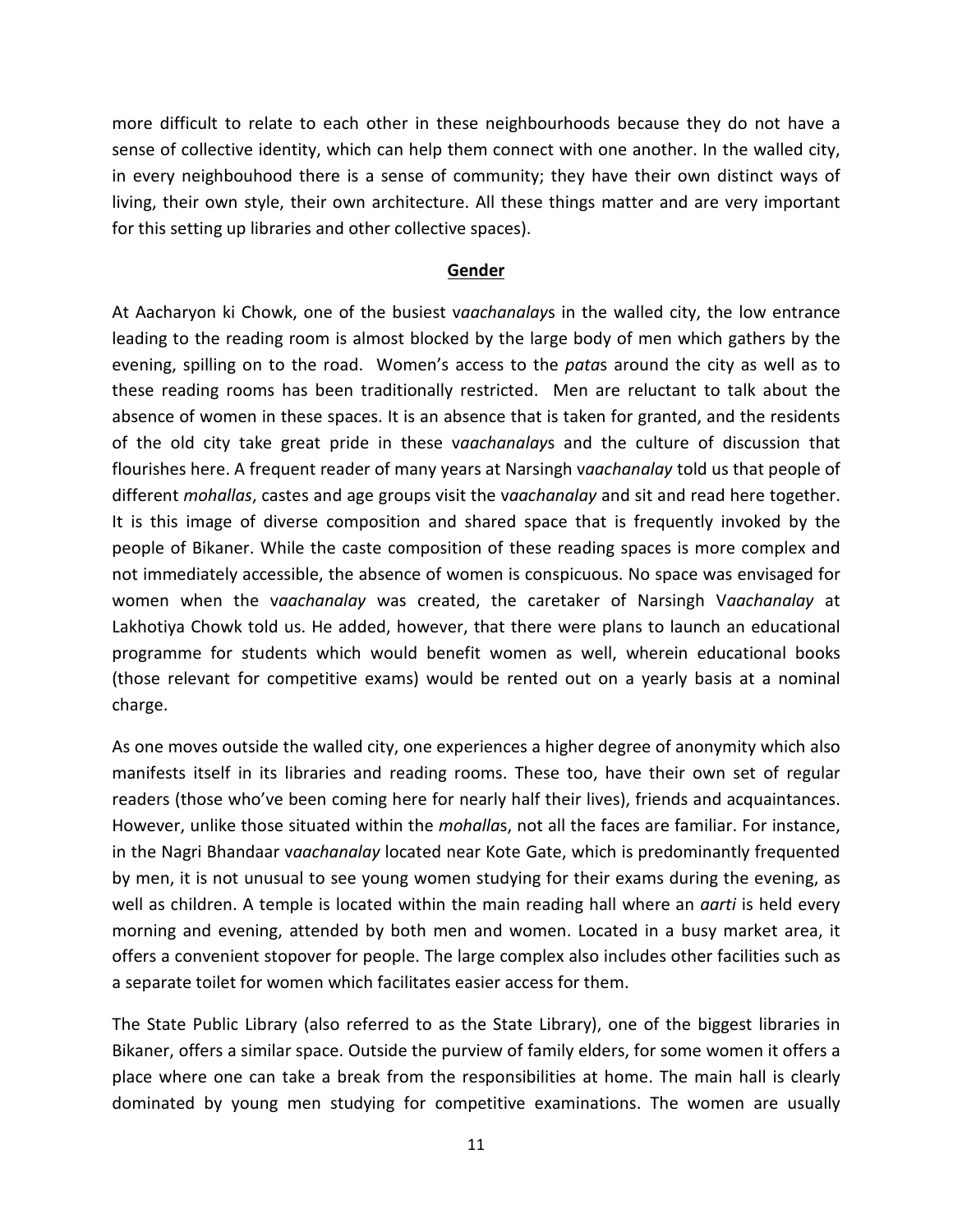more difficult to relate to each other in these neighbourhoods because they do not have a sense of collective identity, which can help them connect with one another. In the walled city, in every neighbouhood there is a sense of community; they have their own distinct ways of living, their own style, their own architecture. All these things matter and are very important for this setting up libraries and other collective spaces).

## **Gender**

At Aacharyon ki Chowk, one of the busiest v*aachanalay*s in the walled city, the low entrance leading to the reading room is almost blocked by the large body of men which gathers by the evening, spilling on to the road. Women's access to the *pata*s around the city as well as to these reading rooms has been traditionally restricted. Men are reluctant to talk about the absence of women in these spaces. It is an absence that is taken for granted, and the residents of the old city take great pride in these v*aachanalay*s and the culture of discussion that flourishes here. A frequent reader of many years at Narsingh v*aachanalay* told us that people of different *mohallas*, castes and age groups visit the v*aachanalay* and sit and read here together. It is this image of diverse composition and shared space that is frequently invoked by the people of Bikaner. While the caste composition of these reading spaces is more complex and not immediately accessible, the absence of women is conspicuous. No space was envisaged for women when the v*aachanalay* was created, the caretaker of Narsingh V*aachanalay* at Lakhotiya Chowk told us. He added, however, that there were plans to launch an educational programme for students which would benefit women as well, wherein educational books (those relevant for competitive exams) would be rented out on a yearly basis at a nominal charge.

As one moves outside the walled city, one experiences a higher degree of anonymity which also manifests itself in its libraries and reading rooms. These too, have their own set of regular readers (those who've been coming here for nearly half their lives), friends and acquaintances. However, unlike those situated within the *mohalla*s, not all the faces are familiar. For instance, in the Nagri Bhandaar v*aachanalay* located near Kote Gate, which is predominantly frequented by men, it is not unusual to see young women studying for their exams during the evening, as well as children. A temple is located within the main reading hall where an *aarti* is held every morning and evening, attended by both men and women. Located in a busy market area, it offers a convenient stopover for people. The large complex also includes other facilities such as a separate toilet for women which facilitates easier access for them.

The State Public Library (also referred to as the State Library), one of the biggest libraries in Bikaner, offers a similar space. Outside the purview of family elders, for some women it offers a place where one can take a break from the responsibilities at home. The main hall is clearly dominated by young men studying for competitive examinations. The women are usually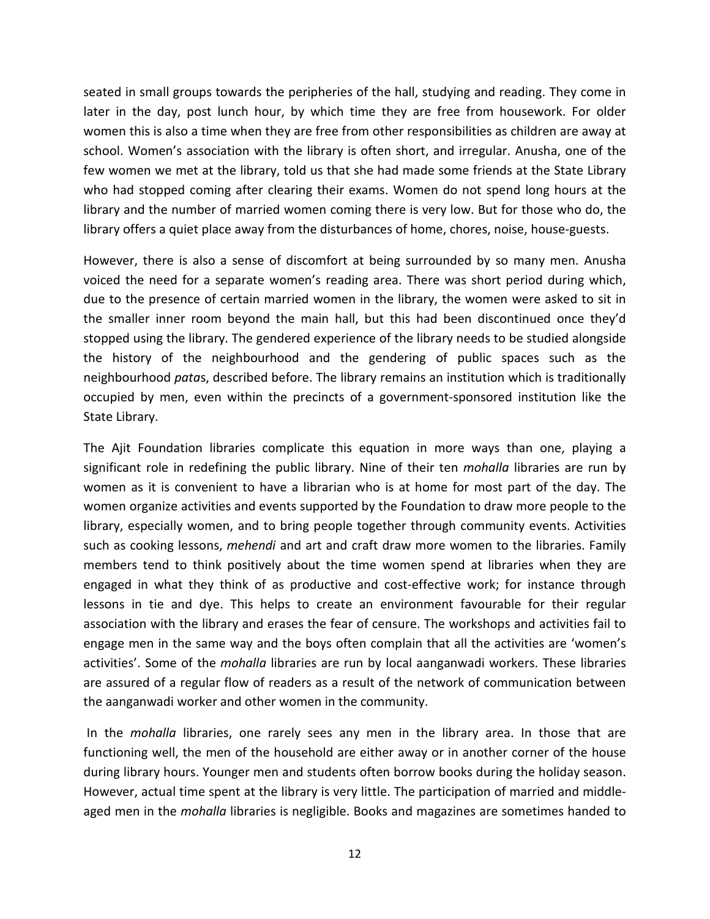seated in small groups towards the peripheries of the hall, studying and reading. They come in later in the day, post lunch hour, by which time they are free from housework. For older women this is also a time when they are free from other responsibilities as children are away at school. Women's association with the library is often short, and irregular. Anusha, one of the few women we met at the library, told us that she had made some friends at the State Library who had stopped coming after clearing their exams. Women do not spend long hours at the library and the number of married women coming there is very low. But for those who do, the library offers a quiet place away from the disturbances of home, chores, noise, house-guests.

However, there is also a sense of discomfort at being surrounded by so many men. Anusha voiced the need for a separate women's reading area. There was short period during which, due to the presence of certain married women in the library, the women were asked to sit in the smaller inner room beyond the main hall, but this had been discontinued once they'd stopped using the library. The gendered experience of the library needs to be studied alongside the history of the neighbourhood and the gendering of public spaces such as the neighbourhood *pata*s, described before. The library remains an institution which is traditionally occupied by men, even within the precincts of a government-sponsored institution like the State Library.

The Ajit Foundation libraries complicate this equation in more ways than one, playing a significant role in redefining the public library. Nine of their ten *mohalla* libraries are run by women as it is convenient to have a librarian who is at home for most part of the day. The women organize activities and events supported by the Foundation to draw more people to the library, especially women, and to bring people together through community events. Activities such as cooking lessons, *mehendi* and art and craft draw more women to the libraries. Family members tend to think positively about the time women spend at libraries when they are engaged in what they think of as productive and cost-effective work; for instance through lessons in tie and dye. This helps to create an environment favourable for their regular association with the library and erases the fear of censure. The workshops and activities fail to engage men in the same way and the boys often complain that all the activities are 'women's activities'. Some of the *mohalla* libraries are run by local aanganwadi workers. These libraries are assured of a regular flow of readers as a result of the network of communication between the aanganwadi worker and other women in the community.

In the *mohalla* libraries, one rarely sees any men in the library area. In those that are functioning well, the men of the household are either away or in another corner of the house during library hours. Younger men and students often borrow books during the holiday season. However, actual time spent at the library is very little. The participation of married and middle-aged men in the *mohalla* libraries is negligible. Books and magazines are sometimes handed to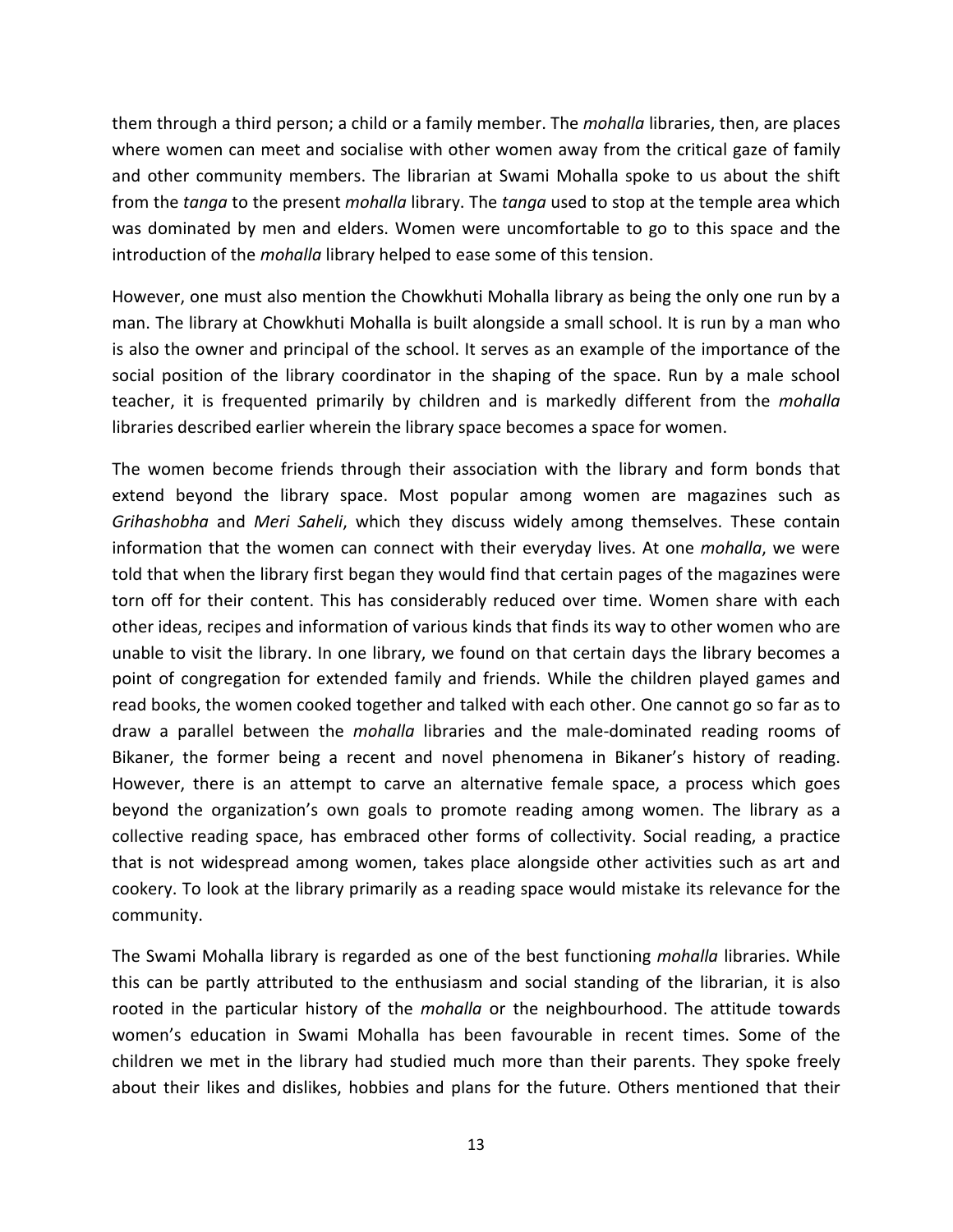them through a third person; a child or a family member. The *mohalla* libraries, then, are places where women can meet and socialise with other women away from the critical gaze of family and other community members. The librarian at Swami Mohalla spoke to us about the shift from the *tanga* to the present *mohalla* library. The *tanga* used to stop at the temple area which was dominated by men and elders. Women were uncomfortable to go to this space and the introduction of the *mohalla* library helped to ease some of this tension.

However, one must also mention the Chowkhuti Mohalla library as being the only one run by a man. The library at Chowkhuti Mohalla is built alongside a small school. It is run by a man who is also the owner and principal of the school. It serves as an example of the importance of the social position of the library coordinator in the shaping of the space. Run by a male school teacher, it is frequented primarily by children and is markedly different from the *mohalla* libraries described earlier wherein the library space becomes a space for women.

The women become friends through their association with the library and form bonds that extend beyond the library space. Most popular among women are magazines such as *Grihashobha* and *Meri Saheli*, which they discuss widely among themselves. These contain information that the women can connect with their everyday lives. At one *mohalla*, we were told that when the library first began they would find that certain pages of the magazines were torn off for their content. This has considerably reduced over time. Women share with each other ideas, recipes and information of various kinds that finds its way to other women who are unable to visit the library. In one library, we found on that certain days the library becomes a point of congregation for extended family and friends. While the children played games and read books, the women cooked together and talked with each other. One cannot go so far as to draw a parallel between the *mohalla* libraries and the male-dominated reading rooms of Bikaner, the former being a recent and novel phenomena in Bikaner's history of reading. However, there is an attempt to carve an alternative female space, a process which goes beyond the organization's own goals to promote reading among women. The library as a collective reading space, has embraced other forms of collectivity. Social reading, a practice that is not widespread among women, takes place alongside other activities such as art and cookery. To look at the library primarily as a reading space would mistake its relevance for the community.

The Swami Mohalla library is regarded as one of the best functioning *mohalla* libraries. While this can be partly attributed to the enthusiasm and social standing of the librarian, it is also rooted in the particular history of the *mohalla* or the neighbourhood. The attitude towards women's education in Swami Mohalla has been favourable in recent times. Some of the children we met in the library had studied much more than their parents. They spoke freely about their likes and dislikes, hobbies and plans for the future. Others mentioned that their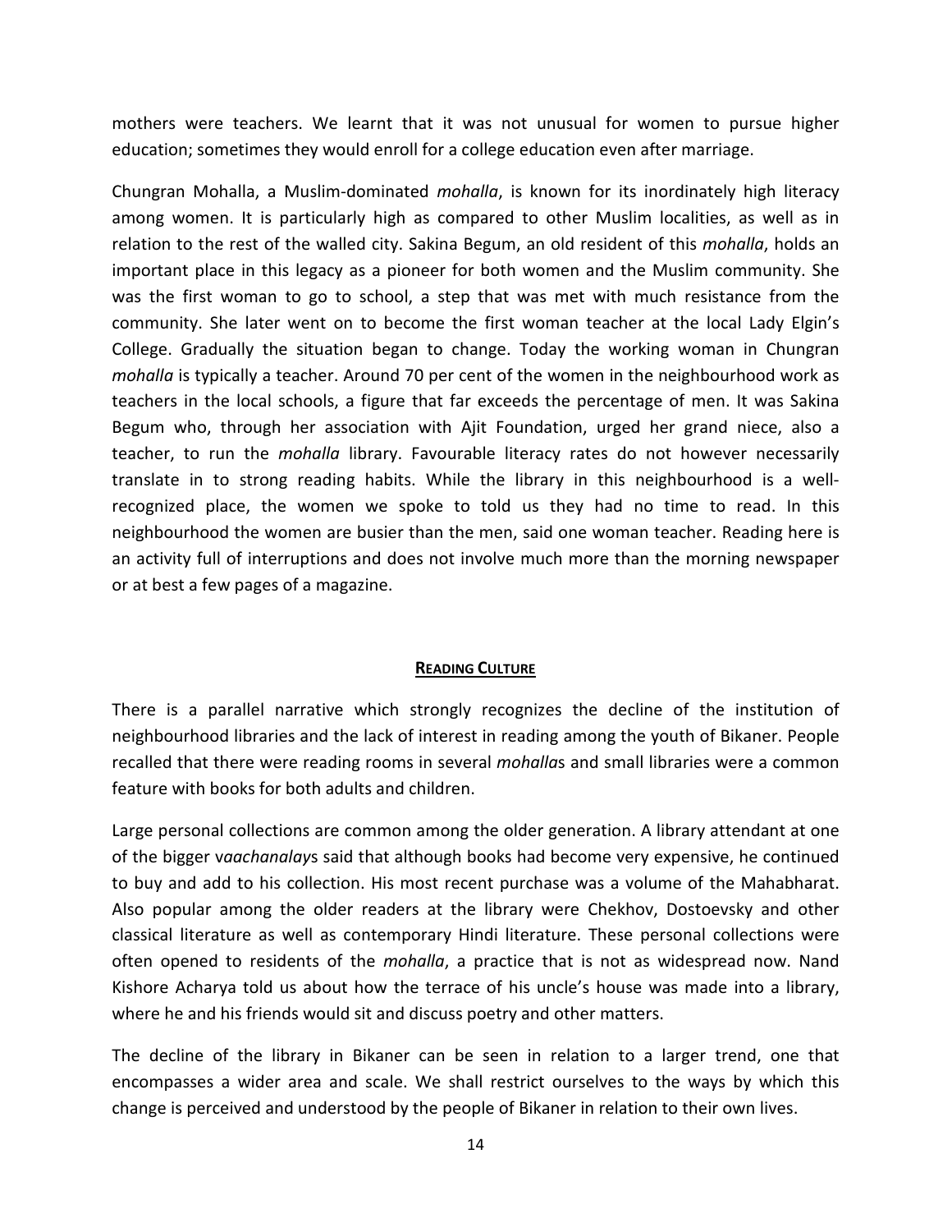mothers were teachers. We learnt that it was not unusual for women to pursue higher education; sometimes they would enroll for a college education even after marriage.

Chungran Mohalla, a Muslim-dominated *mohalla*, is known for its inordinately high literacy among women. It is particularly high as compared to other Muslim localities, as well as in relation to the rest of the walled city. Sakina Begum, an old resident of this *mohalla*, holds an important place in this legacy as a pioneer for both women and the Muslim community. She was the first woman to go to school, a step that was met with much resistance from the community. She later went on to become the first woman teacher at the local Lady Elgin's College. Gradually the situation began to change. Today the working woman in Chungran *mohalla* is typically a teacher. Around 70 per cent of the women in the neighbourhood work as teachers in the local schools, a figure that far exceeds the percentage of men. It was Sakina Begum who, through her association with Ajit Foundation, urged her grand niece, also a teacher, to run the *mohalla* library. Favourable literacy rates do not however necessarily translate in to strong reading habits. While the library in this neighbourhood is a well-recognized place, the women we spoke to told us they had no time to read. In this neighbourhood the women are busier than the men, said one woman teacher. Reading here is an activity full of interruptions and does not involve much more than the morning newspaper or at best a few pages of a magazine.

## READING CULTURE

There is a parallel narrative which strongly recognizes the decline of the institution of neighbourhood libraries and the lack of interest in reading among the youth of Bikaner. People recalled that there were reading rooms in several *mohalla*s and small libraries were a common feature with books for both adults and children.

Large personal collections are common among the older generation. A library attendant at one of the bigger v*aachanalay*s said that although books had become very expensive, he continued to buy and add to his collection. His most recent purchase was a volume of the Mahabharat. Also popular among the older readers at the library were Chekhov, Dostoevsky and other classical literature as well as contemporary Hindi literature. These personal collections were often opened to residents of the *mohalla*, a practice that is not as widespread now. Nand Kishore Acharya told us about how the terrace of his uncle's house was made into a library, where he and his friends would sit and discuss poetry and other matters.

The decline of the library in Bikaner can be seen in relation to a larger trend, one that encompasses a wider area and scale. We shall restrict ourselves to the ways by which this change is perceived and understood by the people of Bikaner in relation to their own lives.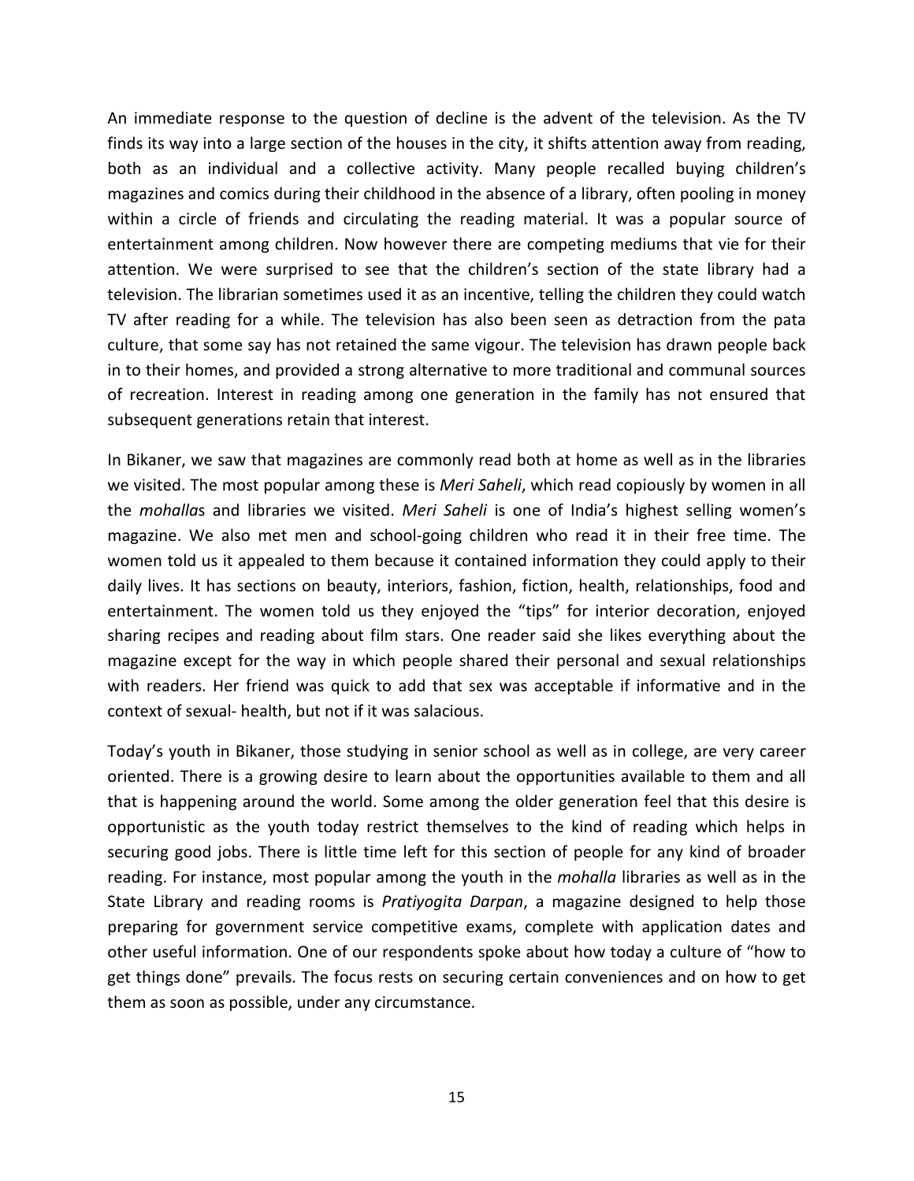An immediate response to the question of decline is the advent of the television. As the TV finds its way into a large section of the houses in the city, it shifts attention away from reading, both as an individual and a collective activity. Many people recalled buying children's magazines and comics during their childhood in the absence of a library, often pooling in money within a circle of friends and circulating the reading material. It was a popular source of entertainment among children. Now however there are competing mediums that vie for their attention. We were surprised to see that the children's section of the state library had a television. The librarian sometimes used it as an incentive, telling the children they could watch TV after reading for a while. The television has also been seen as detraction from the pata culture, that some say has not retained the same vigour. The television has drawn people back in to their homes, and provided a strong alternative to more traditional and communal sources of recreation. Interest in reading among one generation in the family has not ensured that subsequent generations retain that interest.

In Bikaner, we saw that magazines are commonly read both at home as well as in the libraries we visited. The most popular among these is *Meri Saheli*, which read copiously by women in all the *mohalla*s and libraries we visited. *Meri Saheli* is one of India's highest selling women's magazine. We also met men and school-going children who read it in their free time. The women told us it appealed to them because it contained information they could apply to their daily lives. It has sections on beauty, interiors, fashion, fiction, health, relationships, food and entertainment. The women told us they enjoyed the "tips" for interior decoration, enjoyed sharing recipes and reading about film stars. One reader said she likes everything about the magazine except for the way in which people shared their personal and sexual relationships with readers. Her friend was quick to add that sex was acceptable if informative and in the context of sexual- health, but not if it was salacious.

Today's youth in Bikaner, those studying in senior school as well as in college, are very career oriented. There is a growing desire to learn about the opportunities available to them and all that is happening around the world. Some among the older generation feel that this desire is opportunistic as the youth today restrict themselves to the kind of reading which helps in securing good jobs. There is little time left for this section of people for any kind of broader reading. For instance, most popular among the youth in the *mohalla* libraries as well as in the State Library and reading rooms is *Pratiyogita Darpan*, a magazine designed to help those preparing for government service competitive exams, complete with application dates and other useful information. One of our respondents spoke about how today a culture of "how to get things done" prevails. The focus rests on securing certain conveniences and on how to get them as soon as possible, under any circumstance.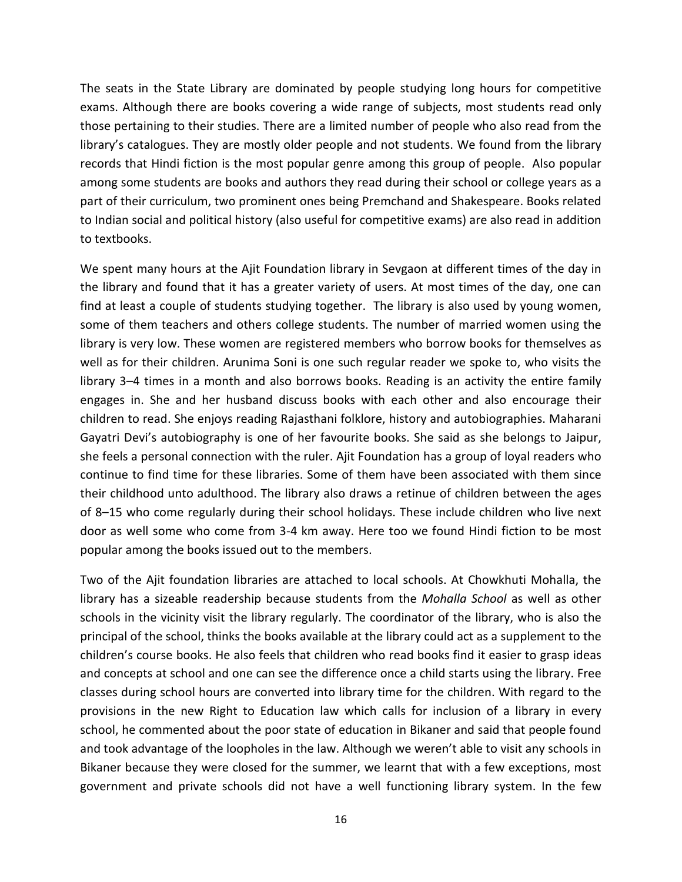The seats in the State Library are dominated by people studying long hours for competitive exams. Although there are books covering a wide range of subjects, most students read only those pertaining to their studies. There are a limited number of people who also read from the library's catalogues. They are mostly older people and not students. We found from the library records that Hindi fiction is the most popular genre among this group of people. Also popular among some students are books and authors they read during their school or college years as a part of their curriculum, two prominent ones being Premchand and Shakespeare. Books related to Indian social and political history (also useful for competitive exams) are also read in addition to textbooks.

We spent many hours at the Ajit Foundation library in Sevgaon at different times of the day in the library and found that it has a greater variety of users. At most times of the day, one can find at least a couple of students studying together. The library is also used by young women, some of them teachers and others college students. The number of married women using the library is very low. These women are registered members who borrow books for themselves as well as for their children. Arunima Soni is one such regular reader we spoke to, who visits the library 3–4 times in a month and also borrows books. Reading is an activity the entire family engages in. She and her husband discuss books with each other and also encourage their children to read. She enjoys reading Rajasthani folklore, history and autobiographies. Maharani Gayatri Devi's autobiography is one of her favourite books. She said as she belongs to Jaipur, she feels a personal connection with the ruler. Ajit Foundation has a group of loyal readers who continue to find time for these libraries. Some of them have been associated with them since their childhood unto adulthood. The library also draws a retinue of children between the ages of 8–15 who come regularly during their school holidays. These include children who live next door as well some who come from 3-4 km away. Here too we found Hindi fiction to be most popular among the books issued out to the members.

Two of the Ajit foundation libraries are attached to local schools. At Chowkhuti Mohalla, the library has a sizeable readership because students from the *Mohalla School* as well as other schools in the vicinity visit the library regularly. The coordinator of the library, who is also the principal of the school, thinks the books available at the library could act as a supplement to the children's course books. He also feels that children who read books find it easier to grasp ideas and concepts at school and one can see the difference once a child starts using the library. Free classes during school hours are converted into library time for the children. With regard to the provisions in the new Right to Education law which calls for inclusion of a library in every school, he commented about the poor state of education in Bikaner and said that people found and took advantage of the loopholes in the law. Although we weren't able to visit any schools in Bikaner because they were closed for the summer, we learnt that with a few exceptions, most government and private schools did not have a well functioning library system. In the few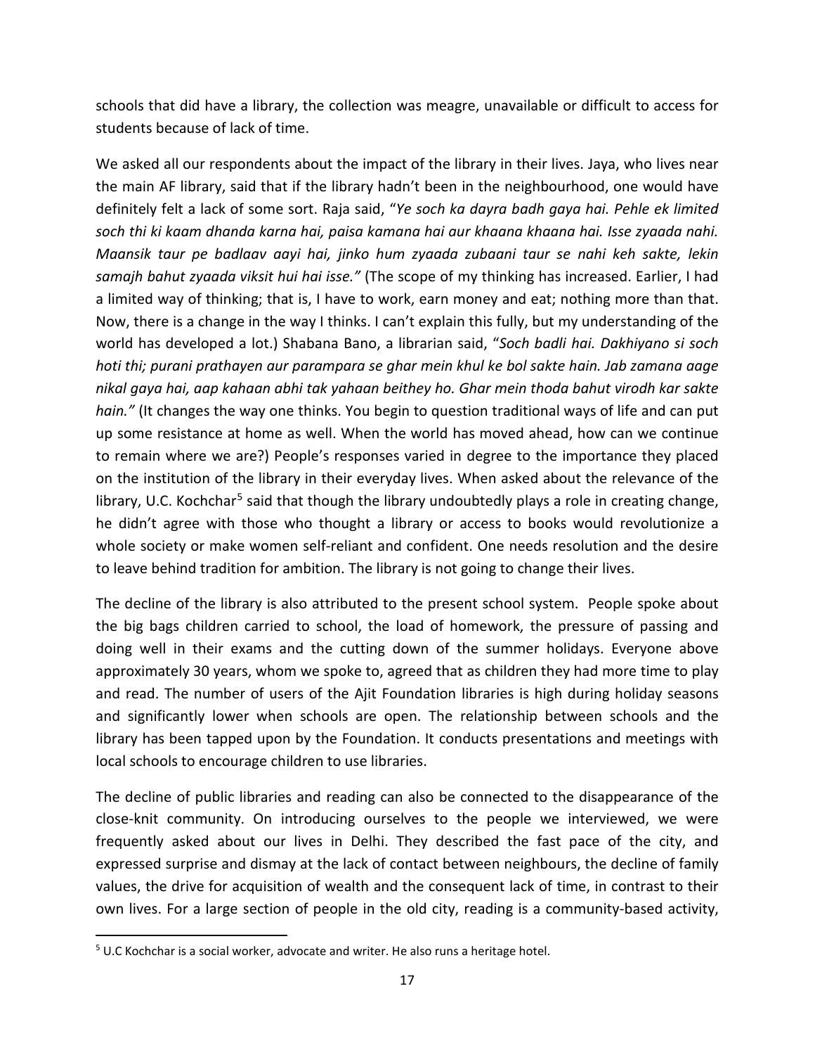schools that did have a library, the collection was meagre, unavailable or difficult to access for students because of lack of time.

We asked all our respondents about the impact of the library in their lives. Jaya, who lives near the main AF library, said that if the library hadn't been in the neighbourhood, one would have definitely felt a lack of some sort. Raja said, "*Ye soch ka dayra badh gaya hai. Pehle ek limited soch thi ki kaam dhanda karna hai, paisa kamana hai aur khaana khaana hai. Isse zyaada nahi. Maansik taur pe badlaav aayi hai, jinko hum zyaada zubaani taur se nahi keh sakte, lekin samajh bahut zyaada viksit hui hai isse."* (The scope of my thinking has increased. Earlier, I had a limited way of thinking; that is, I have to work, earn money and eat; nothing more than that. Now, there is a change in the way I thinks. I can't explain this fully, but my understanding of the world has developed a lot.) Shabana Bano, a librarian said, "*Soch badli hai. Dakhiyano si soch hoti thi; purani prathayen aur parampara se ghar mein khul ke bol sakte hain. Jab zamana aage nikal gaya hai, aap kahaan abhi tak yahaan beithey ho. Ghar mein thoda bahut virodh kar sakte hain."* (It changes the way one thinks. You begin to question traditional ways of life and can put up some resistance at home as well. When the world has moved ahead, how can we continue to remain where we are?) People's responses varied in degree to the importance they placed on the institution of the library in their everyday lives. When asked about the relevance of the library, U.C. Kochchar[5] said that though the library undoubtedly plays a role in creating change, he didn't agree with those who thought a library or access to books would revolutionize a whole society or make women self-reliant and confident. One needs resolution and the desire to leave behind tradition for ambition. The library is not going to change their lives.

The decline of the library is also attributed to the present school system. People spoke about the big bags children carried to school, the load of homework, the pressure of passing and doing well in their exams and the cutting down of the summer holidays. Everyone above approximately 30 years, whom we spoke to, agreed that as children they had more time to play and read. The number of users of the Ajit Foundation libraries is high during holiday seasons and significantly lower when schools are open. The relationship between schools and the library has been tapped upon by the Foundation. It conducts presentations and meetings with local schools to encourage children to use libraries.

The decline of public libraries and reading can also be connected to the disappearance of the close-knit community. On introducing ourselves to the people we interviewed, we were frequently asked about our lives in Delhi. They described the fast pace of the city, and expressed surprise and dismay at the lack of contact between neighbours, the decline of family values, the drive for acquisition of wealth and the consequent lack of time, in contrast to their own lives. For a large section of people in the old city, reading is a community-based activity,

[5] U.C Kochchar is a social worker, advocate and writer. He also runs a heritage hotel.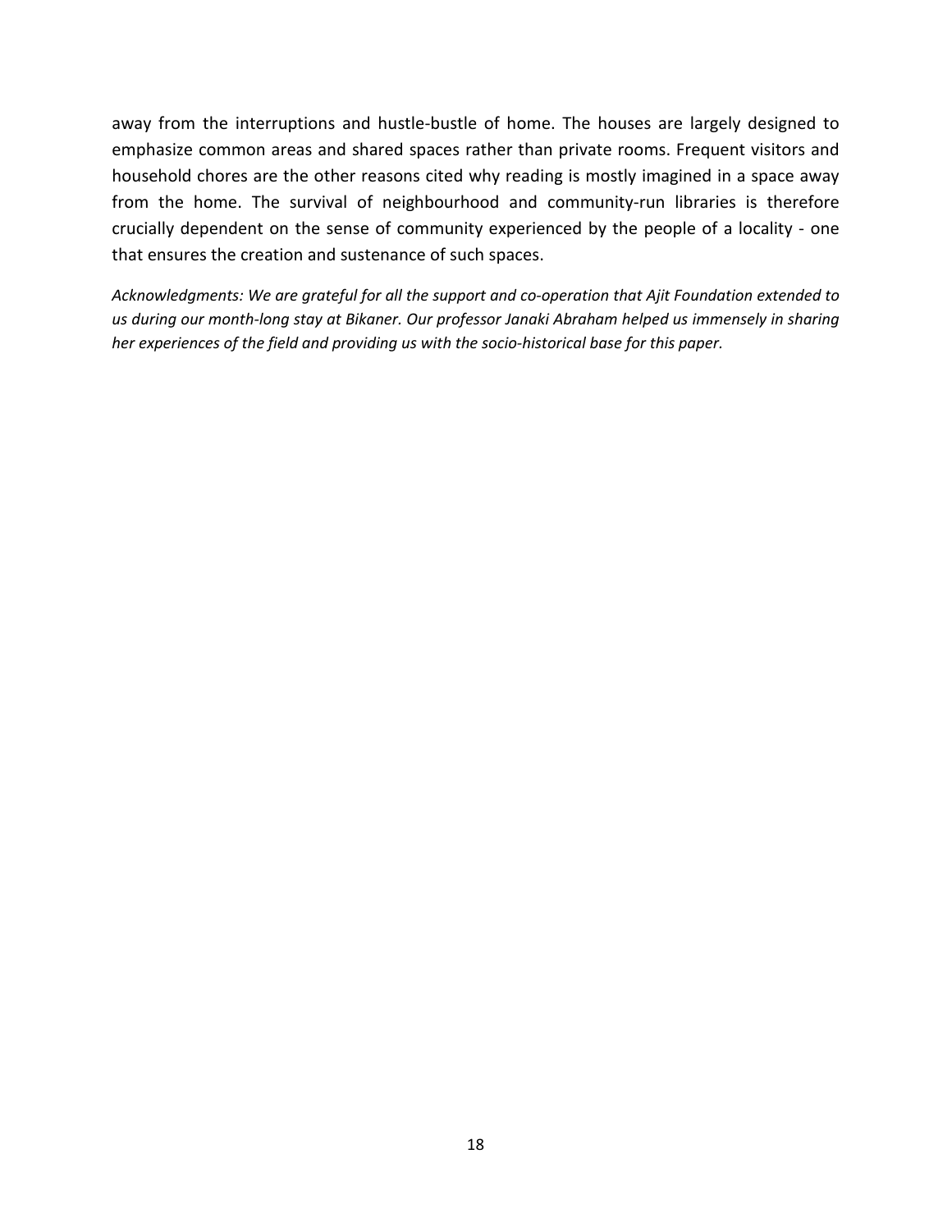away from the interruptions and hustle-bustle of home. The houses are largely designed to emphasize common areas and shared spaces rather than private rooms. Frequent visitors and household chores are the other reasons cited why reading is mostly imagined in a space away from the home. The survival of neighbourhood and community-run libraries is therefore crucially dependent on the sense of community experienced by the people of a locality - one that ensures the creation and sustenance of such spaces.

*Acknowledgments: We are grateful for all the support and co-operation that Ajit Foundation extended to us during our month-long stay at Bikaner. Our professor Janaki Abraham helped us immensely in sharing her experiences of the field and providing us with the socio-historical base for this paper.*